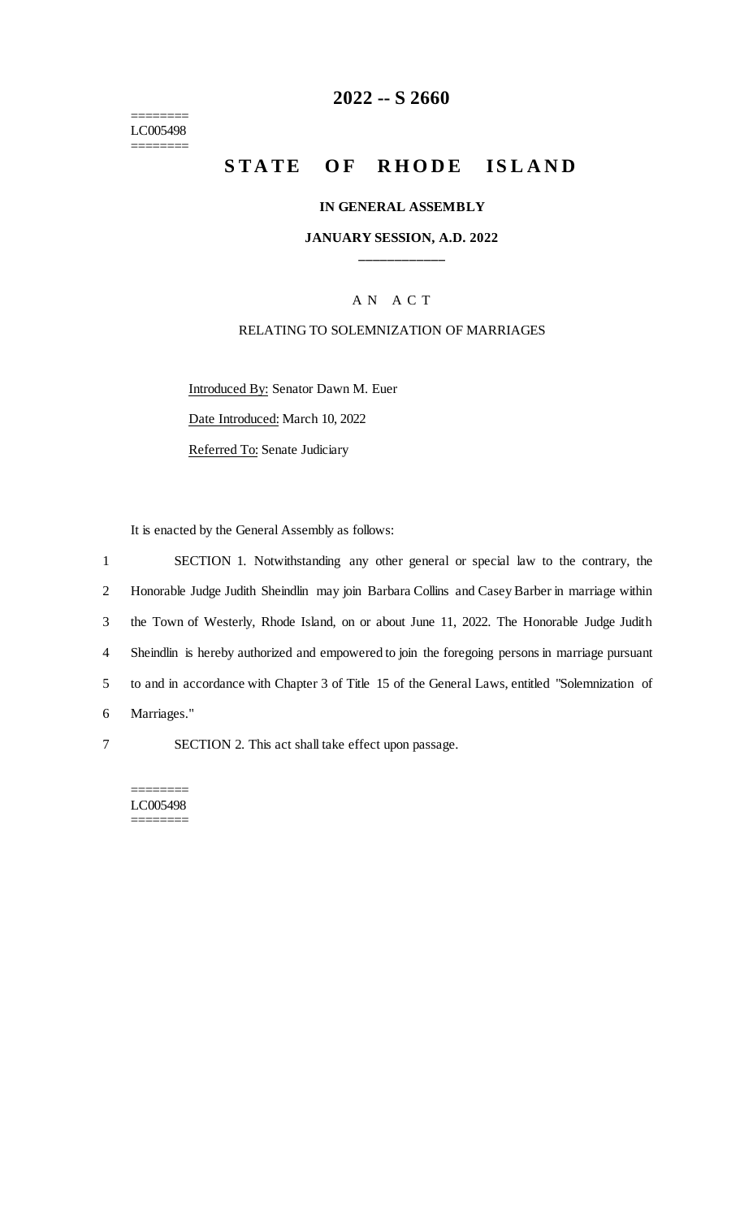========
LC005498
========

# 2022 -- S 2660

# STATE OF RHODE ISLAND

**IN GENERAL ASSEMBLY**

**JANUARY SESSION, A.D. 2022**

---

A N A C T

RELATING TO SOLEMNIZATION OF MARRIAGES

Introduced By: Senator Dawn M. Euer

Date Introduced: March 10, 2022

Referred To: Senate Judiciary

It is enacted by the General Assembly as follows:

1 SECTION 1. Notwithstanding any other general or special law to the contrary, the
2 Honorable Judge Judith Sheindlin may join Barbara Collins and Casey Barber in marriage within
3 the Town of Westerly, Rhode Island, on or about June 11, 2022. The Honorable Judge Judith
4 Sheindlin is hereby authorized and empowered to join the foregoing persons in marriage pursuant
5 to and in accordance with Chapter 3 of Title 15 of the General Laws, entitled "Solemnization of
6 Marriages."

7 SECTION 2. This act shall take effect upon passage.

========
LC005498
========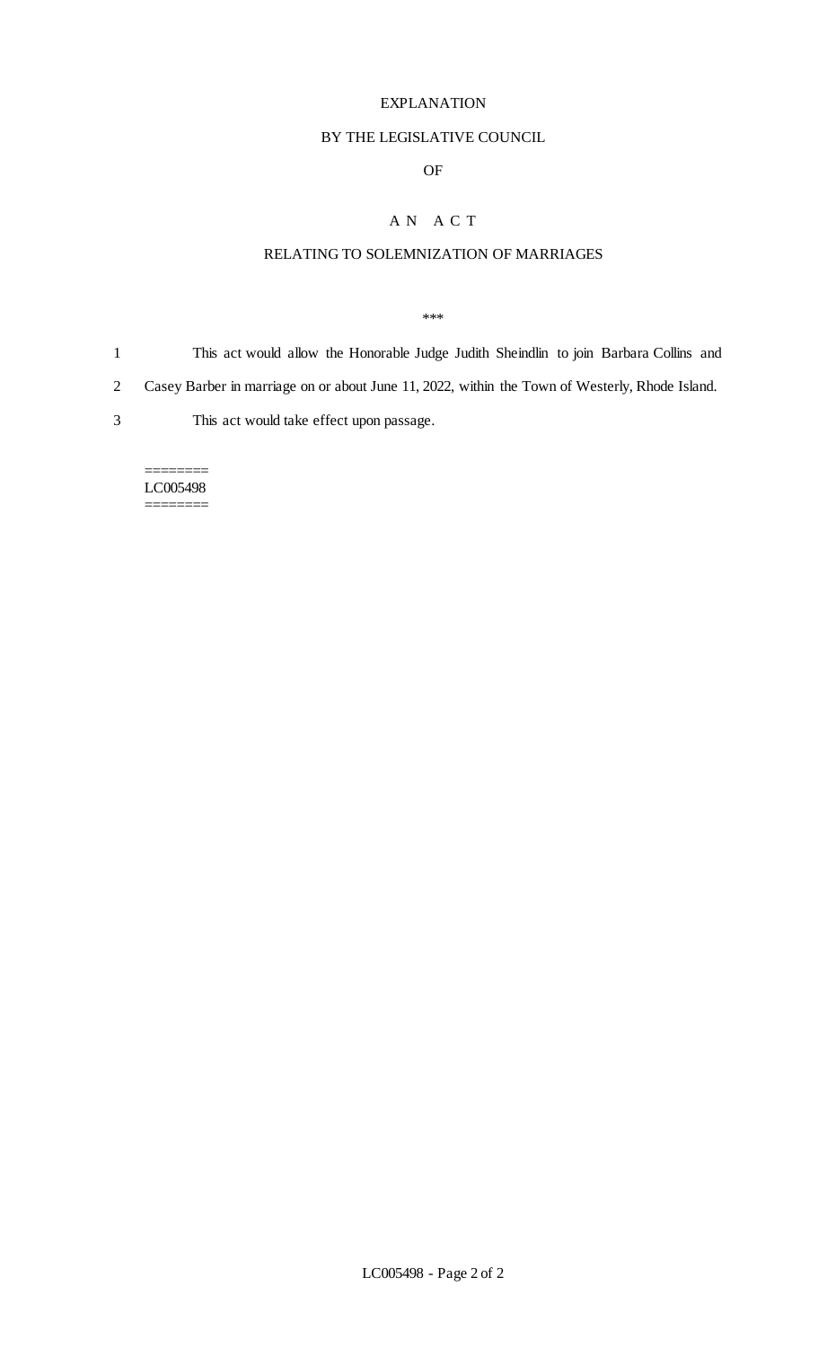EXPLANATION

BY THE LEGISLATIVE COUNCIL

OF

A N A C T

RELATING TO SOLEMNIZATION OF MARRIAGES

\*\*\*

1 This act would allow the Honorable Judge Judith Sheindlin to join Barbara Collins and
2 Casey Barber in marriage on or about June 11, 2022, within the Town of Westerly, Rhode Island.
3 This act would take effect upon passage.

========
LC005498
========